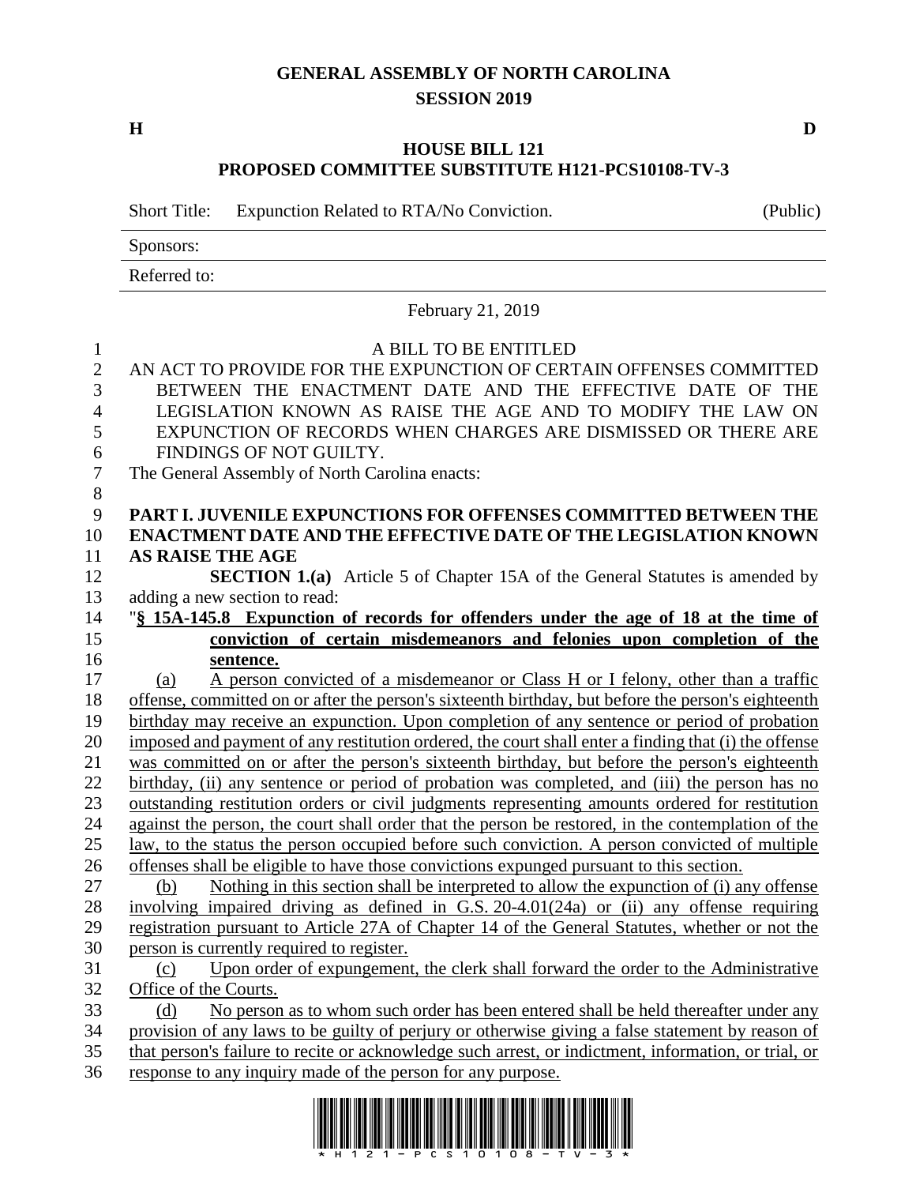# GENERAL ASSEMBLY OF NORTH CAROLINA
## SESSION 2019

**H** **D**

## HOUSE BILL 121
## PROPOSED COMMITTEE SUBSTITUTE H121-PCS10108-TV-3

Short Title: Expunction Related to RTA/No Conviction. (Public)

Sponsors:

Referred to:

February 21, 2019

A BILL TO BE ENTITLED

AN ACT TO PROVIDE FOR THE EXPUNCTION OF CERTAIN OFFENSES COMMITTED BETWEEN THE ENACTMENT DATE AND THE EFFECTIVE DATE OF THE LEGISLATION KNOWN AS RAISE THE AGE AND TO MODIFY THE LAW ON EXPUNCTION OF RECORDS WHEN CHARGES ARE DISMISSED OR THERE ARE FINDINGS OF NOT GUILTY.

The General Assembly of North Carolina enacts:

**PART I. JUVENILE EXPUNCTIONS FOR OFFENSES COMMITTED BETWEEN THE ENACTMENT DATE AND THE EFFECTIVE DATE OF THE LEGISLATION KNOWN AS RAISE THE AGE**

**SECTION 1.(a)** Article 5 of Chapter 15A of the General Statutes is amended by adding a new section to read:

"**§ 15A-145.8 Expunction of records for offenders under the age of 18 at the time of conviction of certain misdemeanors and felonies upon completion of the sentence.**

(a) A person convicted of a misdemeanor or Class H or I felony, other than a traffic offense, committed on or after the person's sixteenth birthday, but before the person's eighteenth birthday may receive an expunction. Upon completion of any sentence or period of probation imposed and payment of any restitution ordered, the court shall enter a finding that (i) the offense was committed on or after the person's sixteenth birthday, but before the person's eighteenth birthday, (ii) any sentence or period of probation was completed, and (iii) the person has no outstanding restitution orders or civil judgments representing amounts ordered for restitution against the person, the court shall order that the person be restored, in the contemplation of the law, to the status the person occupied before such conviction. A person convicted of multiple offenses shall be eligible to have those convictions expunged pursuant to this section.

(b) Nothing in this section shall be interpreted to allow the expunction of (i) any offense involving impaired driving as defined in G.S. 20-4.01(24a) or (ii) any offense requiring registration pursuant to Article 27A of Chapter 14 of the General Statutes, whether or not the person is currently required to register.

(c) Upon order of expungement, the clerk shall forward the order to the Administrative Office of the Courts.

(d) No person as to whom such order has been entered shall be held thereafter under any provision of any laws to be guilty of perjury or otherwise giving a false statement by reason of that person's failure to recite or acknowledge such arrest, or indictment, information, or trial, or response to any inquiry made of the person for any purpose.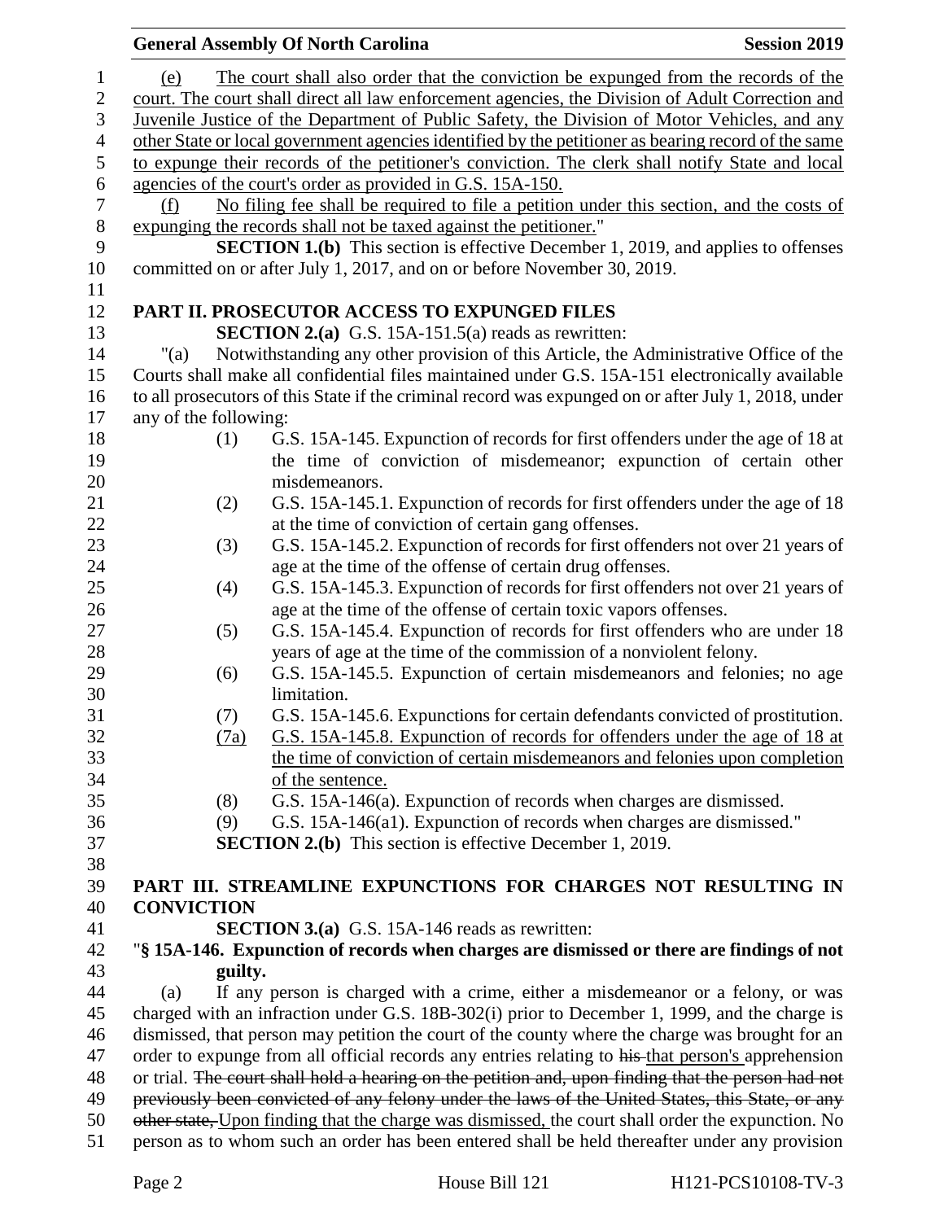(e) The court shall also order that the conviction be expunged from the records of the court. The court shall direct all law enforcement agencies, the Division of Adult Correction and Juvenile Justice of the Department of Public Safety, the Division of Motor Vehicles, and any other State or local government agencies identified by the petitioner as bearing record of the same to expunge their records of the petitioner's conviction. The clerk shall notify State and local agencies of the court's order as provided in G.S. 15A-150.

(f) No filing fee shall be required to file a petition under this section, and the costs of expunging the records shall not be taxed against the petitioner."

**SECTION 1.(b)** This section is effective December 1, 2019, and applies to offenses committed on or after July 1, 2017, and on or before November 30, 2019.

## PART II. PROSECUTOR ACCESS TO EXPUNGED FILES

**SECTION 2.(a)** G.S. 15A-151.5(a) reads as rewritten:

"(a) Notwithstanding any other provision of this Article, the Administrative Office of the Courts shall make all confidential files maintained under G.S. 15A-151 electronically available to all prosecutors of this State if the criminal record was expunged on or after July 1, 2018, under any of the following:

(1) G.S. 15A-145. Expunction of records for first offenders under the age of 18 at the time of conviction of misdemeanor; expunction of certain other misdemeanors.

(2) G.S. 15A-145.1. Expunction of records for first offenders under the age of 18 at the time of conviction of certain gang offenses.

(3) G.S. 15A-145.2. Expunction of records for first offenders not over 21 years of age at the time of the offense of certain drug offenses.

(4) G.S. 15A-145.3. Expunction of records for first offenders not over 21 years of age at the time of the offense of certain toxic vapors offenses.

(5) G.S. 15A-145.4. Expunction of records for first offenders who are under 18 years of age at the time of the commission of a nonviolent felony.

(6) G.S. 15A-145.5. Expunction of certain misdemeanors and felonies; no age limitation.

(7) G.S. 15A-145.6. Expunctions for certain defendants convicted of prostitution.

(7a) G.S. 15A-145.8. Expunction of records for offenders under the age of 18 at the time of conviction of certain misdemeanors and felonies upon completion of the sentence.

(8) G.S. 15A-146(a). Expunction of records when charges are dismissed.

(9) G.S. 15A-146(a1). Expunction of records when charges are dismissed."

**SECTION 2.(b)** This section is effective December 1, 2019.

## PART III. STREAMLINE EXPUNCTIONS FOR CHARGES NOT RESULTING IN CONVICTION

**SECTION 3.(a)** G.S. 15A-146 reads as rewritten:

"**§ 15A-146. Expunction of records when charges are dismissed or there are findings of not guilty.**

(a) If any person is charged with a crime, either a misdemeanor or a felony, or was charged with an infraction under G.S. 18B-302(i) prior to December 1, 1999, and the charge is dismissed, that person may petition the court of the county where the charge was brought for an order to expunge from all official records any entries relating to ~~his~~ that person's apprehension or trial. ~~The court shall hold a hearing on the petition and, upon finding that the person had not previously been convicted of any felony under the laws of the United States, this State, or any other state,~~ Upon finding that the charge was dismissed, the court shall order the expunction. No person as to whom such an order has been entered shall be held thereafter under any provision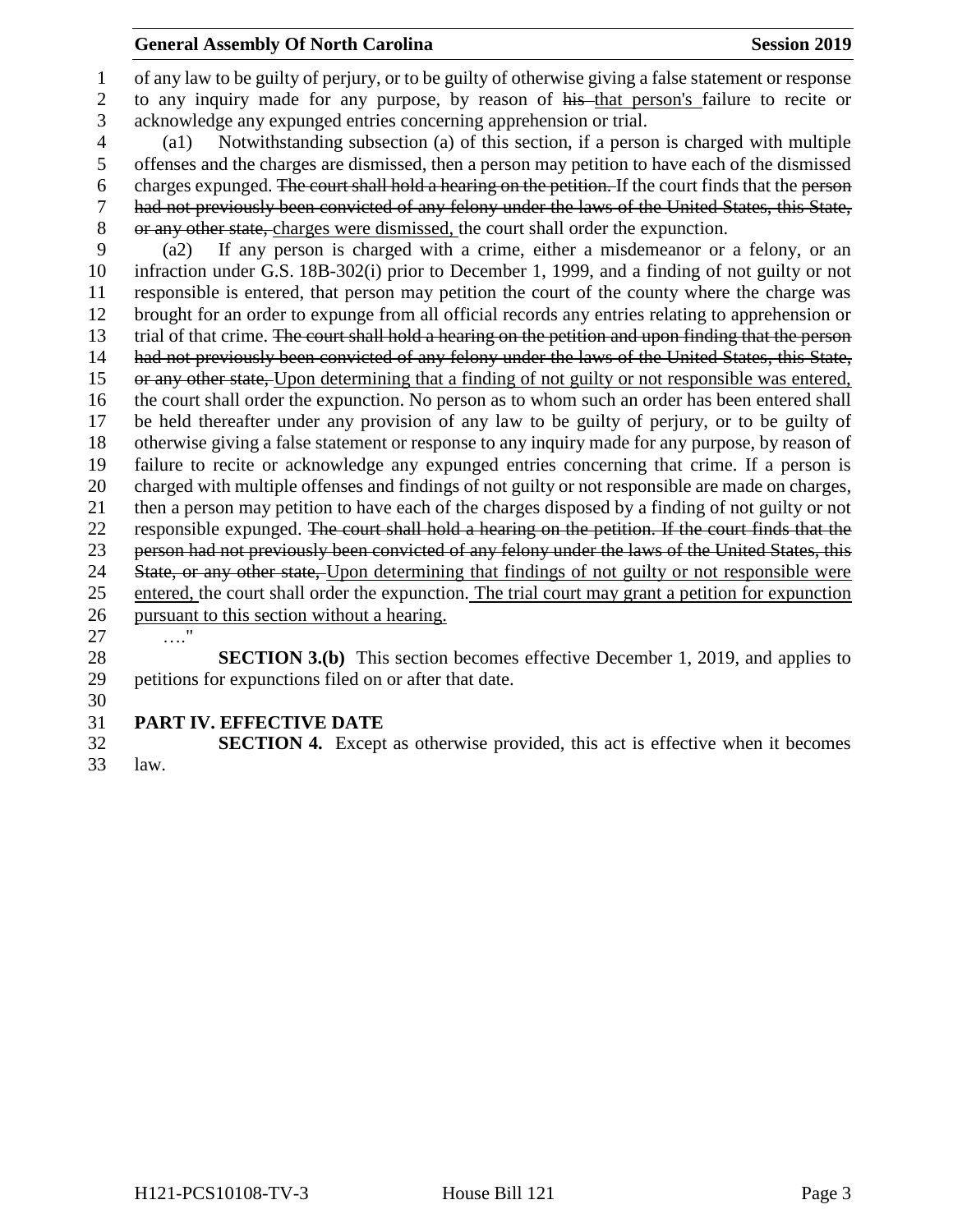of any law to be guilty of perjury, or to be guilty of otherwise giving a false statement or response to any inquiry made for any purpose, by reason of ~~his~~ that person's failure to recite or acknowledge any expunged entries concerning apprehension or trial.

(a1) Notwithstanding subsection (a) of this section, if a person is charged with multiple offenses and the charges are dismissed, then a person may petition to have each of the dismissed charges expunged. ~~The court shall hold a hearing on the petition.~~ If the court finds that the ~~person had not previously been convicted of any felony under the laws of the United States, this State, or any other state,~~ charges were dismissed, the court shall order the expunction.

(a2) If any person is charged with a crime, either a misdemeanor or a felony, or an infraction under G.S. 18B-302(i) prior to December 1, 1999, and a finding of not guilty or not responsible is entered, that person may petition the court of the county where the charge was brought for an order to expunge from all official records any entries relating to apprehension or trial of that crime. ~~The court shall hold a hearing on the petition and upon finding that the person had not previously been convicted of any felony under the laws of the United States, this State, or any other state,~~ Upon determining that a finding of not guilty or not responsible was entered, the court shall order the expunction. No person as to whom such an order has been entered shall be held thereafter under any provision of any law to be guilty of perjury, or to be guilty of otherwise giving a false statement or response to any inquiry made for any purpose, by reason of failure to recite or acknowledge any expunged entries concerning that crime. If a person is charged with multiple offenses and findings of not guilty or not responsible are made on charges, then a person may petition to have each of the charges disposed by a finding of not guilty or not responsible expunged. ~~The court shall hold a hearing on the petition. If the court finds that the person had not previously been convicted of any felony under the laws of the United States, this State, or any other state,~~ Upon determining that findings of not guilty or not responsible were entered, the court shall order the expunction. The trial court may grant a petition for expunction pursuant to this section without a hearing.

…."

**SECTION 3.(b)** This section becomes effective December 1, 2019, and applies to petitions for expunctions filed on or after that date.

**PART IV. EFFECTIVE DATE**

**SECTION 4.** Except as otherwise provided, this act is effective when it becomes law.